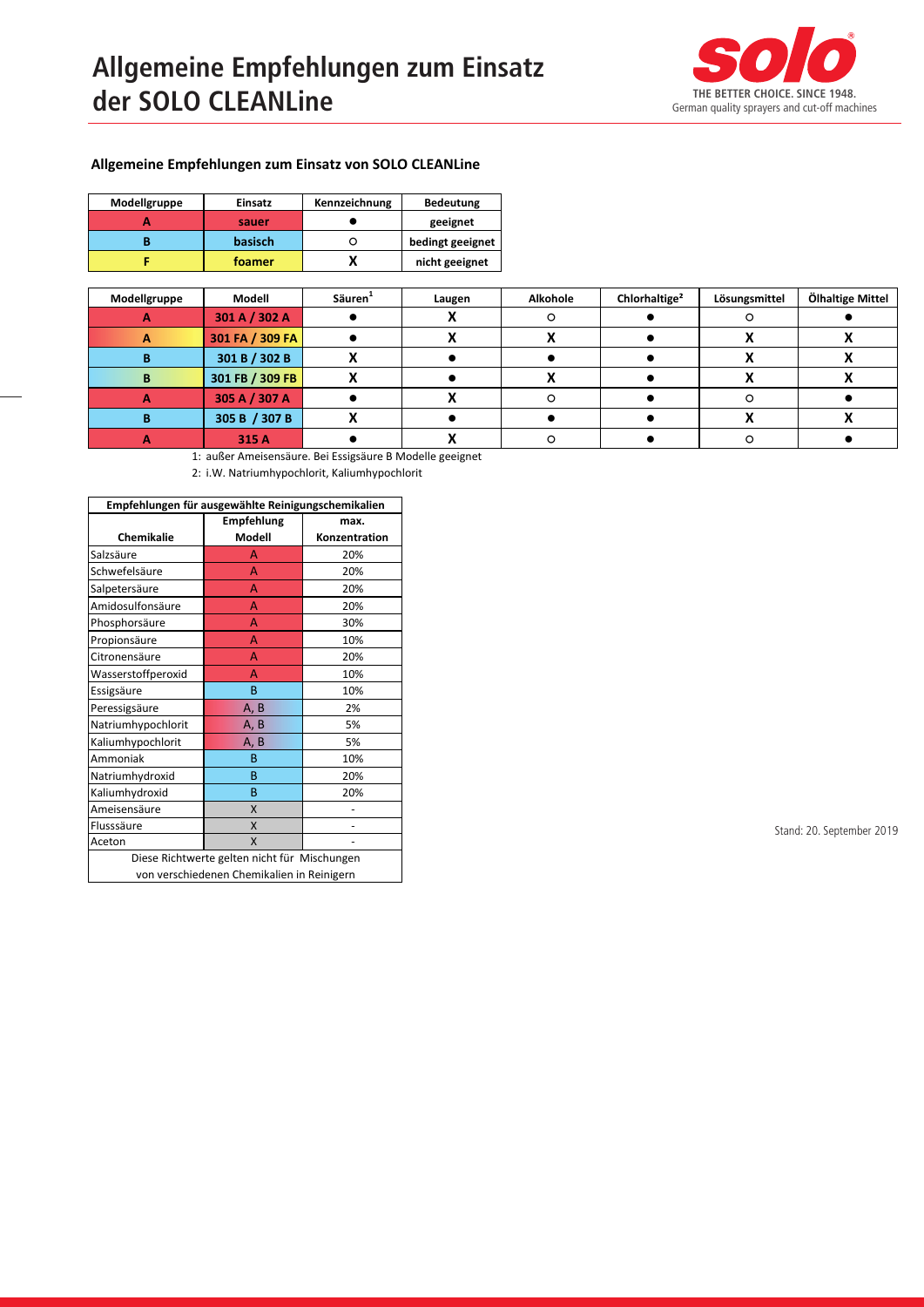# Allgemeine Empfehlungen zum Einsatz der SOLO CLEANLine

THE BETTER CHOICE. SINCE 1948.
German quality sprayers and cut-off machines

### Allgemeine Empfehlungen zum Einsatz von SOLO CLEANLine

| Modellgruppe | Einsatz | Kennzeichnung | Bedeutung |
|---|---|---|---|
| A | sauer | ● | geeignet |
| B | basisch | ○ | bedingt geeignet |
| F | foamer | X | nicht geeignet |

| Modellgruppe | Modell | Säuren[1] | Laugen | Alkohole | Chlorhaltige[2] | Lösungsmittel | Ölhaltige Mittel |
|---|---|---|---|---|---|---|---|
| A | 301 A / 302 A | ● | X | ○ | ● | ○ | ● |
| A | 301 FA / 309 FA | ● | X | X | ● | X | X |
| B | 301 B / 302 B | X | ● | ● | ● | X | X |
| B | 301 FB / 309 FB | X | ● | X | ● | X | X |
| A | 305 A / 307 A | ● | X | ○ | ● | ○ | ● |
| B | 305 B / 307 B | X | ● | ● | ● | X | X |
| A | 315 A | ● | X | ○ | ● | ○ | ● |

1: außer Ameisensäure. Bei Essigsäure B Modelle geeignet

2: i.W. Natriumhypochlorit, Kaliumhypochlorit

| Empfehlungen für ausgewählte Reinigungschemikalien | | |
|---|---|---|
| Chemikalie | Empfehlung Modell | max. Konzentration |
| Salzsäure | A | 20% |
| Schwefelsäure | A | 20% |
| Salpetersäure | A | 20% |
| Amidosulfonsäure | A | 20% |
| Phosphorsäure | A | 30% |
| Propionsäure | A | 10% |
| Citronensäure | A | 20% |
| Wasserstoffperoxid | A | 10% |
| Essigsäure | B | 10% |
| Peressigsäure | A, B | 2% |
| Natriumhypochlorit | A, B | 5% |
| Kaliumhypochlorit | A, B | 5% |
| Ammoniak | B | 10% |
| Natriumhydroxid | B | 20% |
| Kaliumhydroxid | B | 20% |
| Ameisensäure | X | - |
| Flusssäure | X | - |
| Aceton | X | - |
| Diese Richtwerte gelten nicht für Mischungen von verschiedenen Chemikalien in Reinigern | | |

Stand: 20. September 2019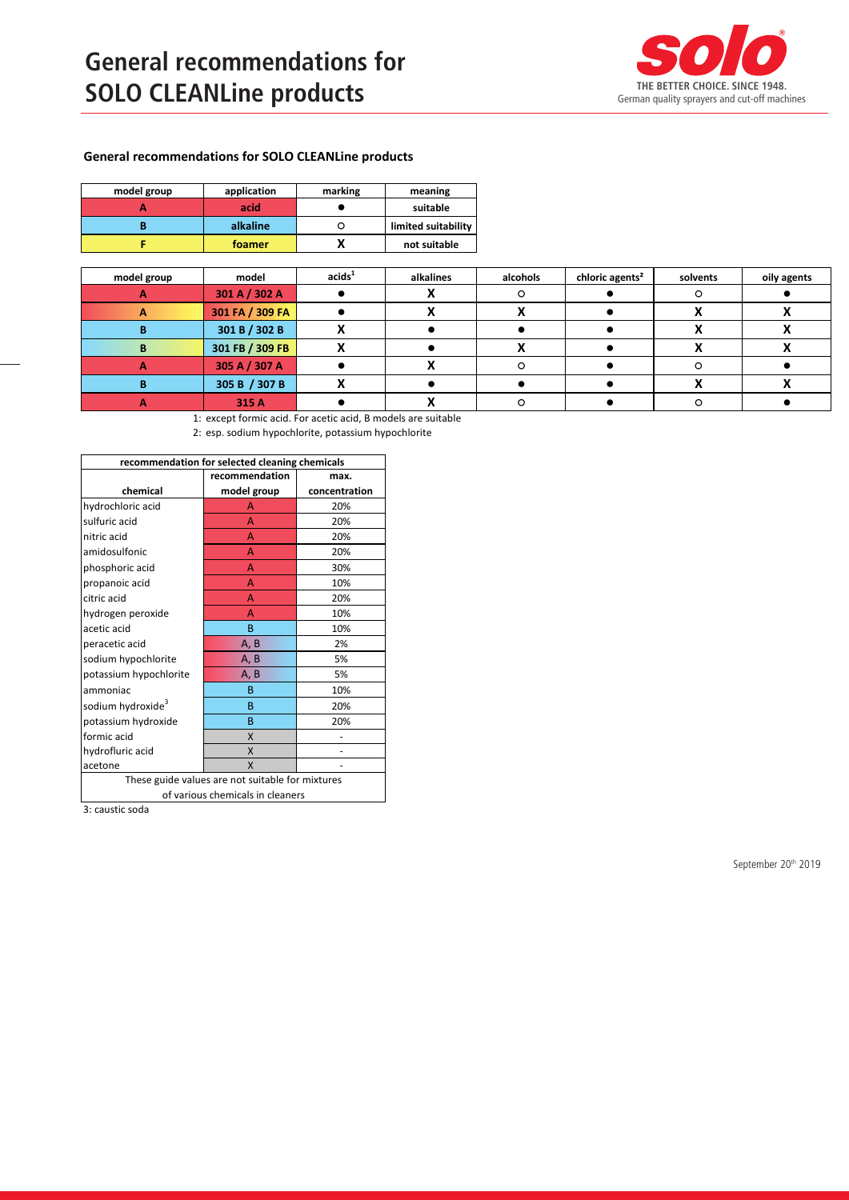# General recommendations for SOLO CLEANLine products

**THE BETTER CHOICE. SINCE 1948.**
German quality sprayers and cut-off machines

### General recommendations for SOLO CLEANLine products

| model group | application | marking | meaning |
|---|---|---|---|
| A | acid | ● | suitable |
| B | alkaline | ○ | limited suitability |
| F | foamer | X | not suitable |

| model group | model | acids[1] | alkalines | alcohols | chloric agents[2] | solvents | oily agents |
|---|---|---|---|---|---|---|---|
| A | 301 A / 302 A | ● | X | ○ | ● | ○ | ● |
| A | 301 FA / 309 FA | ● | X | X | ● | X | X |
| B | 301 B / 302 B | X | ● | ● | ● | X | X |
| B | 301 FB / 309 FB | X | ● | X | ● | X | X |
| A | 305 A / 307 A | ● | X | ○ | ● | ○ | ● |
| B | 305 B / 307 B | X | ● | ● | ● | X | X |
| A | 315 A | ● | X | ○ | ● | ○ | ● |

1: except formic acid. For acetic acid, B models are suitable

2: esp. sodium hypochlorite, potassium hypochlorite

| recommendation for selected cleaning chemicals | | |
|---|---|---|
| chemical | recommendation model group | max. concentration |
| hydrochloric acid | A | 20% |
| sulfuric acid | A | 20% |
| nitric acid | A | 20% |
| amidosulfonic | A | 20% |
| phosphoric acid | A | 30% |
| propanoic acid | A | 10% |
| citric acid | A | 20% |
| hydrogen peroxide | A | 10% |
| acetic acid | B | 10% |
| peracetic acid | A, B | 2% |
| sodium hypochlorite | A, B | 5% |
| potassium hypochlorite | A, B | 5% |
| ammoniac | B | 10% |
| sodium hydroxide[3] | B | 20% |
| potassium hydroxide | B | 20% |
| formic acid | X | - |
| hydrofluric acid | X | - |
| acetone | X | - |
| These guide values are not suitable for mixtures of various chemicals in cleaners | | |

3: caustic soda

September 20th 2019